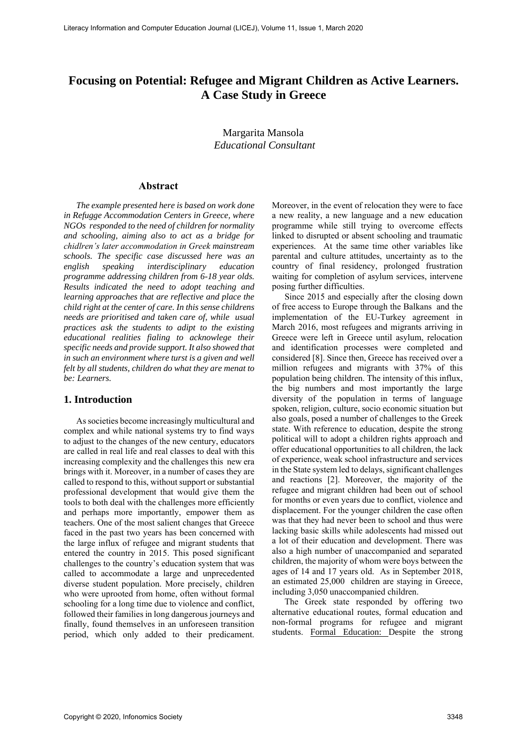# Focusing on Potential: Refugee and Migrant Children as Active Learners. A Case Study in Greece

Margarita Mansola
*Educational Consultant*

## Abstract

*The example presented here is based on work done in Refugge Accommodation Centers in Greece, where NGOs responded to the need of children for normality and schooling, aiming also to act as a bridge for chidlren's later accommodation in Greek mainstream schools. The specific case discussed here was an english speaking interdisciplinary education programme addressing children from 6-18 year olds. Results indicated the need to adopt teaching and learning approaches that are reflective and place the child right at the center of care. In this sense childrens needs are prioritised and taken care of, while usual practices ask the students to adipt to the existing educational realities fialing to acknowlege their specific needs and provide support. It also showed that in such an environment where turst is a given and well felt by all students, children do what they are menat to be: Learners.*

## 1. Introduction

As societies become increasingly multicultural and complex and while national systems try to find ways to adjust to the changes of the new century, educators are called in real life and real classes to deal with this increasing complexity and the challenges this new era brings with it. Moreover, in a number of cases they are called to respond to this, without support or substantial professional development that would give them the tools to both deal with the challenges more efficiently and perhaps more importantly, empower them as teachers. One of the most salient changes that Greece faced in the past two years has been concerned with the large influx of refugee and migrant students that entered the country in 2015. This posed significant challenges to the country's education system that was called to accommodate a large and unprecedented diverse student population. More precisely, children who were uprooted from home, often without formal schooling for a long time due to violence and conflict, followed their families in long dangerous journeys and finally, found themselves in an unforeseen transition period, which only added to their predicament. Moreover, in the event of relocation they were to face a new reality, a new language and a new education programme while still trying to overcome effects linked to disrupted or absent schooling and traumatic experiences. At the same time other variables like parental and culture attitudes, uncertainty as to the country of final residency, prolonged frustration waiting for completion of asylum services, intervene posing further difficulties.

Since 2015 and especially after the closing down of free access to Europe through the Balkans and the implementation of the EU-Turkey agreement in March 2016, most refugees and migrants arriving in Greece were left in Greece until asylum, relocation and identification processes were completed and considered [8]. Since then, Greece has received over a million refugees and migrants with 37% of this population being children. The intensity of this influx, the big numbers and most importantly the large diversity of the population in terms of language spoken, religion, culture, socio economic situation but also goals, posed a number of challenges to the Greek state. With reference to education, despite the strong political will to adopt a children rights approach and offer educational opportunities to all children, the lack of experience, weak school infrastructure and services in the State system led to delays, significant challenges and reactions [2]. Moreover, the majority of the refugee and migrant children had been out of school for months or even years due to conflict, violence and displacement. For the younger children the case often was that they had never been to school and thus were lacking basic skills while adolescents had missed out a lot of their education and development. There was also a high number of unaccompanied and separated children, the majority of whom were boys between the ages of 14 and 17 years old. As in September 2018, an estimated 25,000 children are staying in Greece, including 3,050 unaccompanied children.

The Greek state responded by offering two alternative educational routes, formal education and non-formal programs for refugee and migrant students. Formal Education: Despite the strong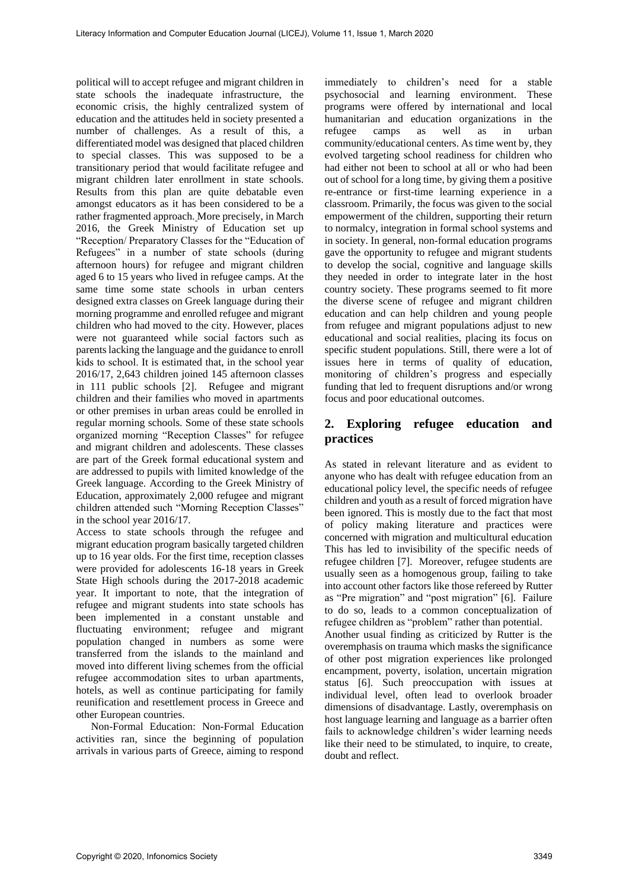political will to accept refugee and migrant children in state schools the inadequate infrastructure, the economic crisis, the highly centralized system of education and the attitudes held in society presented a number of challenges. As a result of this, a differentiated model was designed that placed children to special classes. This was supposed to be a transitionary period that would facilitate refugee and migrant children later enrollment in state schools. Results from this plan are quite debatable even amongst educators as it has been considered to be a rather fragmented approach. More precisely, in March 2016, the Greek Ministry of Education set up "Reception/ Preparatory Classes for the "Education of Refugees" in a number of state schools (during afternoon hours) for refugee and migrant children aged 6 to 15 years who lived in refugee camps. At the same time some state schools in urban centers designed extra classes on Greek language during their morning programme and enrolled refugee and migrant children who had moved to the city. However, places were not guaranteed while social factors such as parents lacking the language and the guidance to enroll kids to school. It is estimated that, in the school year 2016/17, 2,643 children joined 145 afternoon classes in 111 public schools [2]. Refugee and migrant children and their families who moved in apartments or other premises in urban areas could be enrolled in regular morning schools. Some of these state schools organized morning "Reception Classes" for refugee and migrant children and adolescents. These classes are part of the Greek formal educational system and are addressed to pupils with limited knowledge of the Greek language. According to the Greek Ministry of Education, approximately 2,000 refugee and migrant children attended such "Morning Reception Classes" in the school year 2016/17.

Access to state schools through the refugee and migrant education program basically targeted children up to 16 year olds. For the first time, reception classes were provided for adolescents 16-18 years in Greek State High schools during the 2017-2018 academic year. It important to note, that the integration of refugee and migrant students into state schools has been implemented in a constant unstable and fluctuating environment; refugee and migrant population changed in numbers as some were transferred from the islands to the mainland and moved into different living schemes from the official refugee accommodation sites to urban apartments, hotels, as well as continue participating for family reunification and resettlement process in Greece and other European countries.

Non-Formal Education: Non-Formal Education activities ran, since the beginning of population arrivals in various parts of Greece, aiming to respond immediately to children's need for a stable psychosocial and learning environment. These programs were offered by international and local humanitarian and education organizations in the refugee camps as well as in urban community/educational centers. As time went by, they evolved targeting school readiness for children who had either not been to school at all or who had been out of school for a long time, by giving them a positive re-entrance or first-time learning experience in a classroom. Primarily, the focus was given to the social empowerment of the children, supporting their return to normalcy, integration in formal school systems and in society. In general, non-formal education programs gave the opportunity to refugee and migrant students to develop the social, cognitive and language skills they needed in order to integrate later in the host country society. These programs seemed to fit more the diverse scene of refugee and migrant children education and can help children and young people from refugee and migrant populations adjust to new educational and social realities, placing its focus on specific student populations. Still, there were a lot of issues here in terms of quality of education, monitoring of children's progress and especially funding that led to frequent disruptions and/or wrong focus and poor educational outcomes.

## 2. Exploring refugee education and practices

As stated in relevant literature and as evident to anyone who has dealt with refugee education from an educational policy level, the specific needs of refugee children and youth as a result of forced migration have been ignored. This is mostly due to the fact that most of policy making literature and practices were concerned with migration and multicultural education This has led to invisibility of the specific needs of refugee children [7]. Moreover, refugee students are usually seen as a homogenous group, failing to take into account other factors like those refereed by Rutter as "Pre migration" and "post migration" [6]. Failure to do so, leads to a common conceptualization of refugee children as "problem" rather than potential.

Another usual finding as criticized by Rutter is the overemphasis on trauma which masks the significance of other post migration experiences like prolonged encampment, poverty, isolation, uncertain migration status [6]. Such preoccupation with issues at individual level, often lead to overlook broader dimensions of disadvantage. Lastly, overemphasis on host language learning and language as a barrier often fails to acknowledge children's wider learning needs like their need to be stimulated, to inquire, to create, doubt and reflect.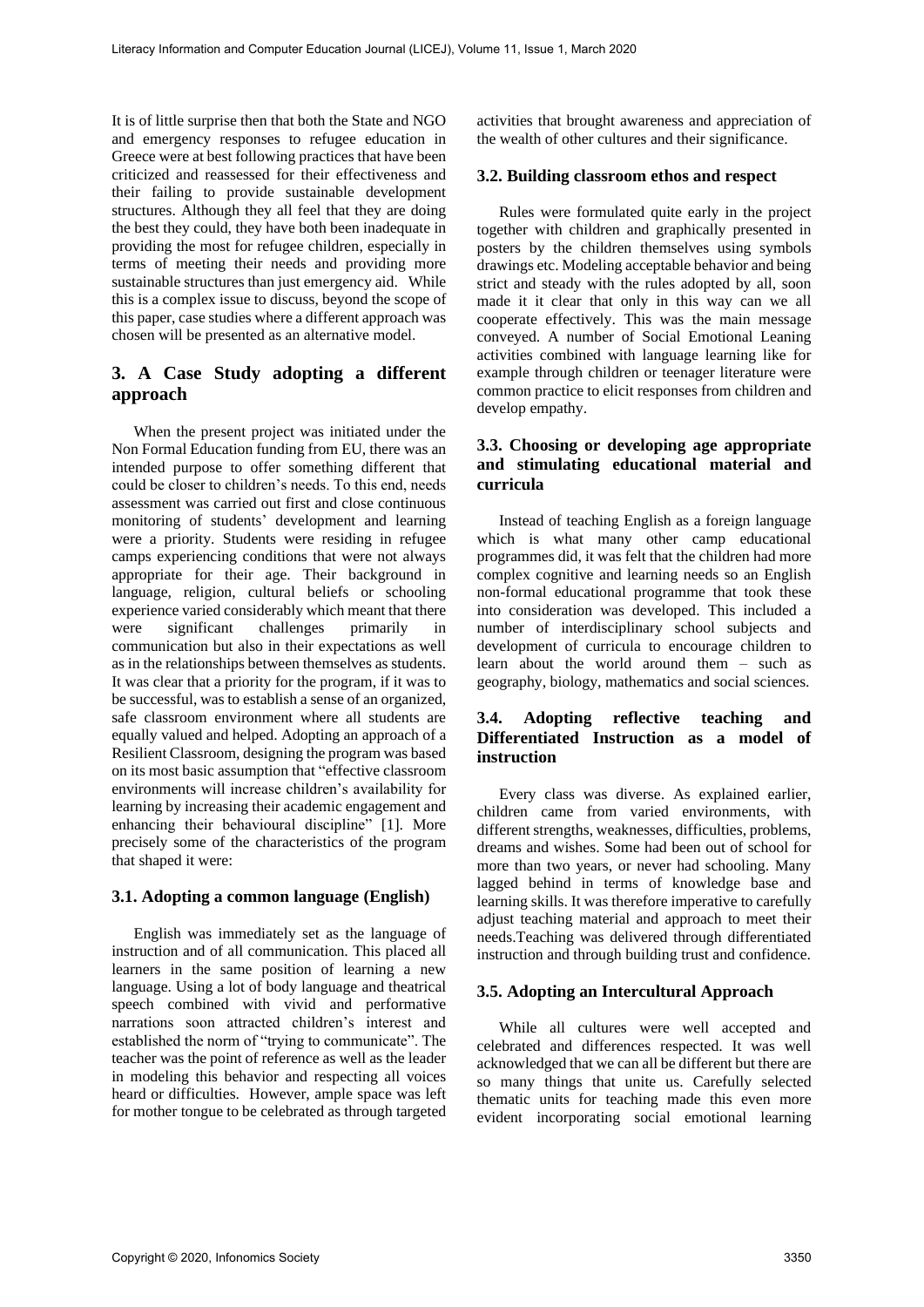It is of little surprise then that both the State and NGO and emergency responses to refugee education in Greece were at best following practices that have been criticized and reassessed for their effectiveness and their failing to provide sustainable development structures. Although they all feel that they are doing the best they could, they have both been inadequate in providing the most for refugee children, especially in terms of meeting their needs and providing more sustainable structures than just emergency aid. While this is a complex issue to discuss, beyond the scope of this paper, case studies where a different approach was chosen will be presented as an alternative model.

## 3. A Case Study adopting a different approach

When the present project was initiated under the Non Formal Education funding from EU, there was an intended purpose to offer something different that could be closer to children's needs. To this end, needs assessment was carried out first and close continuous monitoring of students' development and learning were a priority. Students were residing in refugee camps experiencing conditions that were not always appropriate for their age. Their background in language, religion, cultural beliefs or schooling experience varied considerably which meant that there were significant challenges primarily in communication but also in their expectations as well as in the relationships between themselves as students. It was clear that a priority for the program, if it was to be successful, was to establish a sense of an organized, safe classroom environment where all students are equally valued and helped. Adopting an approach of a Resilient Classroom, designing the program was based on its most basic assumption that "effective classroom environments will increase children's availability for learning by increasing their academic engagement and enhancing their behavioural discipline" [1]. More precisely some of the characteristics of the program that shaped it were:

### 3.1. Adopting a common language (English)

English was immediately set as the language of instruction and of all communication. This placed all learners in the same position of learning a new language. Using a lot of body language and theatrical speech combined with vivid and performative narrations soon attracted children's interest and established the norm of "trying to communicate". The teacher was the point of reference as well as the leader in modeling this behavior and respecting all voices heard or difficulties. However, ample space was left for mother tongue to be celebrated as through targeted activities that brought awareness and appreciation of the wealth of other cultures and their significance.

### 3.2. Building classroom ethos and respect

Rules were formulated quite early in the project together with children and graphically presented in posters by the children themselves using symbols drawings etc. Modeling acceptable behavior and being strict and steady with the rules adopted by all, soon made it it clear that only in this way can we all cooperate effectively. This was the main message conveyed. A number of Social Emotional Leaning activities combined with language learning like for example through children or teenager literature were common practice to elicit responses from children and develop empathy.

### 3.3. Choosing or developing age appropriate and stimulating educational material and curricula

Instead of teaching English as a foreign language which is what many other camp educational programmes did, it was felt that the children had more complex cognitive and learning needs so an English non-formal educational programme that took these into consideration was developed. This included a number of interdisciplinary school subjects and development of curricula to encourage children to learn about the world around them – such as geography, biology, mathematics and social sciences.

### 3.4. Adopting reflective teaching and Differentiated Instruction as a model of instruction

Every class was diverse. As explained earlier, children came from varied environments, with different strengths, weaknesses, difficulties, problems, dreams and wishes. Some had been out of school for more than two years, or never had schooling. Many lagged behind in terms of knowledge base and learning skills. It was therefore imperative to carefully adjust teaching material and approach to meet their needs.Teaching was delivered through differentiated instruction and through building trust and confidence.

### 3.5. Adopting an Intercultural Approach

While all cultures were well accepted and celebrated and differences respected. It was well acknowledged that we can all be different but there are so many things that unite us. Carefully selected thematic units for teaching made this even more evident incorporating social emotional learning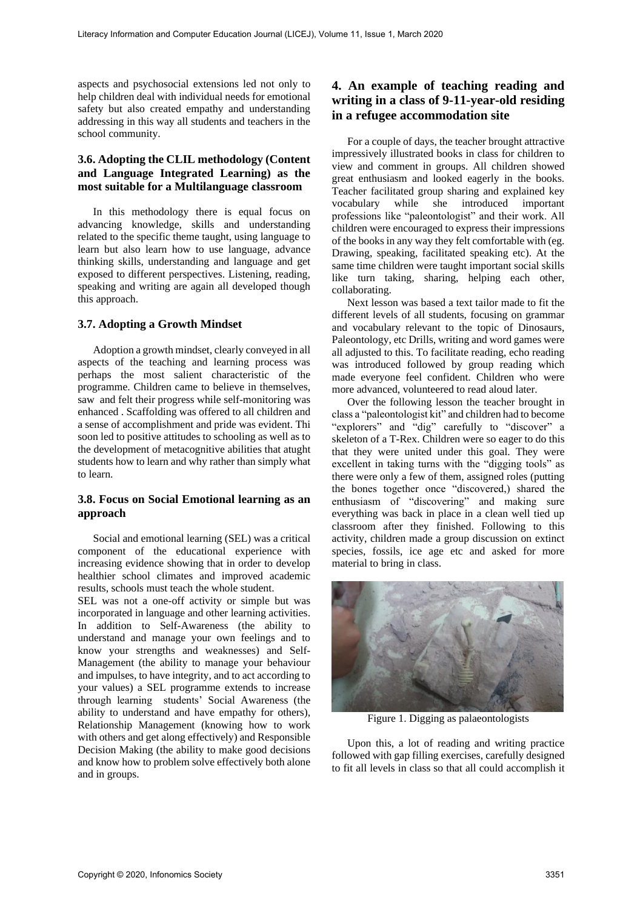aspects and psychosocial extensions led not only to help children deal with individual needs for emotional safety but also created empathy and understanding addressing in this way all students and teachers in the school community.

### 3.6. Adopting the CLIL methodology (Content and Language Integrated Learning) as the most suitable for a Multilanguage classroom

In this methodology there is equal focus on advancing knowledge, skills and understanding related to the specific theme taught, using language to learn but also learn how to use language, advance thinking skills, understanding and language and get exposed to different perspectives. Listening, reading, speaking and writing are again all developed though this approach.

### 3.7. Adopting a Growth Mindset

Adoption a growth mindset, clearly conveyed in all aspects of the teaching and learning process was perhaps the most salient characteristic of the programme. Children came to believe in themselves, saw and felt their progress while self-monitoring was enhanced . Scaffolding was offered to all children and a sense of accomplishment and pride was evident. Thi soon led to positive attitudes to schooling as well as to the development of metacognitive abilities that atught students how to learn and why rather than simply what to learn.

### 3.8. Focus on Social Emotional learning as an approach

Social and emotional learning (SEL) was a critical component of the educational experience with increasing evidence showing that in order to develop healthier school climates and improved academic results, schools must teach the whole student.

SEL was not a one-off activity or simple but was incorporated in language and other learning activities. In addition to Self-Awareness (the ability to understand and manage your own feelings and to know your strengths and weaknesses) and Self-Management (the ability to manage your behaviour and impulses, to have integrity, and to act according to your values) a SEL programme extends to increase through learning students' Social Awareness (the ability to understand and have empathy for others), Relationship Management (knowing how to work with others and get along effectively) and Responsible Decision Making (the ability to make good decisions and know how to problem solve effectively both alone and in groups.

## 4. An example of teaching reading and writing in a class of 9-11-year-old residing in a refugee accommodation site

For a couple of days, the teacher brought attractive impressively illustrated books in class for children to view and comment in groups. All children showed great enthusiasm and looked eagerly in the books. Teacher facilitated group sharing and explained key vocabulary while she introduced important professions like "paleontologist" and their work. All children were encouraged to express their impressions of the books in any way they felt comfortable with (eg. Drawing, speaking, facilitated speaking etc). At the same time children were taught important social skills like turn taking, sharing, helping each other, collaborating.

Next lesson was based a text tailor made to fit the different levels of all students, focusing on grammar and vocabulary relevant to the topic of Dinosaurs, Paleontology, etc Drills, writing and word games were all adjusted to this. To facilitate reading, echo reading was introduced followed by group reading which made everyone feel confident. Children who were more advanced, volunteered to read aloud later.

Over the following lesson the teacher brought in class a "paleontologist kit" and children had to become "explorers" and "dig" carefully to "discover" a skeleton of a T-Rex. Children were so eager to do this that they were united under this goal. They were excellent in taking turns with the "digging tools" as there were only a few of them, assigned roles (putting the bones together once "discovered,) shared the enthusiasm of "discovering" and making sure everything was back in place in a clean well tied up classroom after they finished. Following to this activity, children made a group discussion on extinct species, fossils, ice age etc and asked for more material to bring in class.

Figure 1. Digging as palaeontologists

Upon this, a lot of reading and writing practice followed with gap filling exercises, carefully designed to fit all levels in class so that all could accomplish it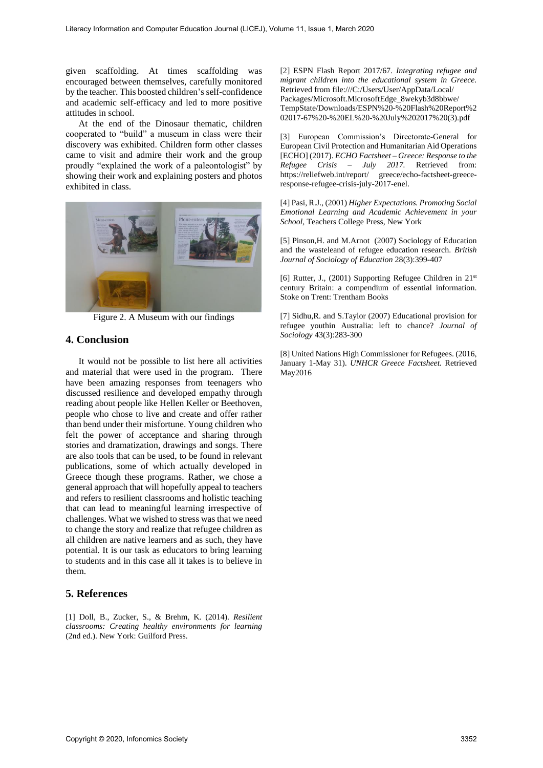given scaffolding. At times scaffolding was encouraged between themselves, carefully monitored by the teacher. This boosted children's self-confidence and academic self-efficacy and led to more positive attitudes in school.

At the end of the Dinosaur thematic, children cooperated to "build" a museum in class were their discovery was exhibited. Children form other classes came to visit and admire their work and the group proudly "explained the work of a paleontologist" by showing their work and explaining posters and photos exhibited in class.

Figure 2. A Museum with our findings

## 4. Conclusion

It would not be possible to list here all activities and material that were used in the program. There have been amazing responses from teenagers who discussed resilience and developed empathy through reading about people like Hellen Keller or Beethoven, people who chose to live and create and offer rather than bend under their misfortune. Young children who felt the power of acceptance and sharing through stories and dramatization, drawings and songs. There are also tools that can be used, to be found in relevant publications, some of which actually developed in Greece though these programs. Rather, we chose a general approach that will hopefully appeal to teachers and refers to resilient classrooms and holistic teaching that can lead to meaningful learning irrespective of challenges. What we wished to stress was that we need to change the story and realize that refugee children as all children are native learners and as such, they have potential. It is our task as educators to bring learning to students and in this case all it takes is to believe in them.

## 5. References

[1] Doll, B., Zucker, S., & Brehm, K. (2014). *Resilient classrooms: Creating healthy environments for learning* (2nd ed.). New York: Guilford Press.

[2] ESPN Flash Report 2017/67. *Integrating refugee and migrant children into the educational system in Greece.* Retrieved from file:///C:/Users/User/AppData/Local/Packages/Microsoft.MicrosoftEdge_8wekyb3d8bbwe/TempState/Downloads/ESPN%20-%20Flash%20Report%202017-67%20-%20EL%20-%20July%202017%20(3).pdf

[3] European Commission's Directorate-General for European Civil Protection and Humanitarian Aid Operations [ECHO] (2017). *ECHO Factsheet – Greece: Response to the Refugee Crisis – July 2017.* Retrieved from: https://reliefweb.int/report/ greece/echo-factsheet-greece-response-refugee-crisis-july-2017-enel.

[4] Pasi, R.J., (2001) *Higher Expectations. Promoting Social Emotional Learning and Academic Achievement in your School*, Teachers College Press, New York

[5] Pinson,H. and M.Arnot (2007) Sociology of Education and the wasteleand of refugee education research. *British Journal of Sociology of Education* 28(3):399-407

[6] Rutter, J., (2001) Supporting Refugee Children in 21st century Britain: a compendium of essential information. Stoke on Trent: Trentham Books

[7] Sidhu,R. and S.Taylor (2007) Educational provision for refugee youthin Australia: left to chance? *Journal of Sociology* 43(3):283-300

[8] United Nations High Commissioner for Refugees. (2016, January 1-May 31). *UNHCR Greece Factsheet.* Retrieved May2016